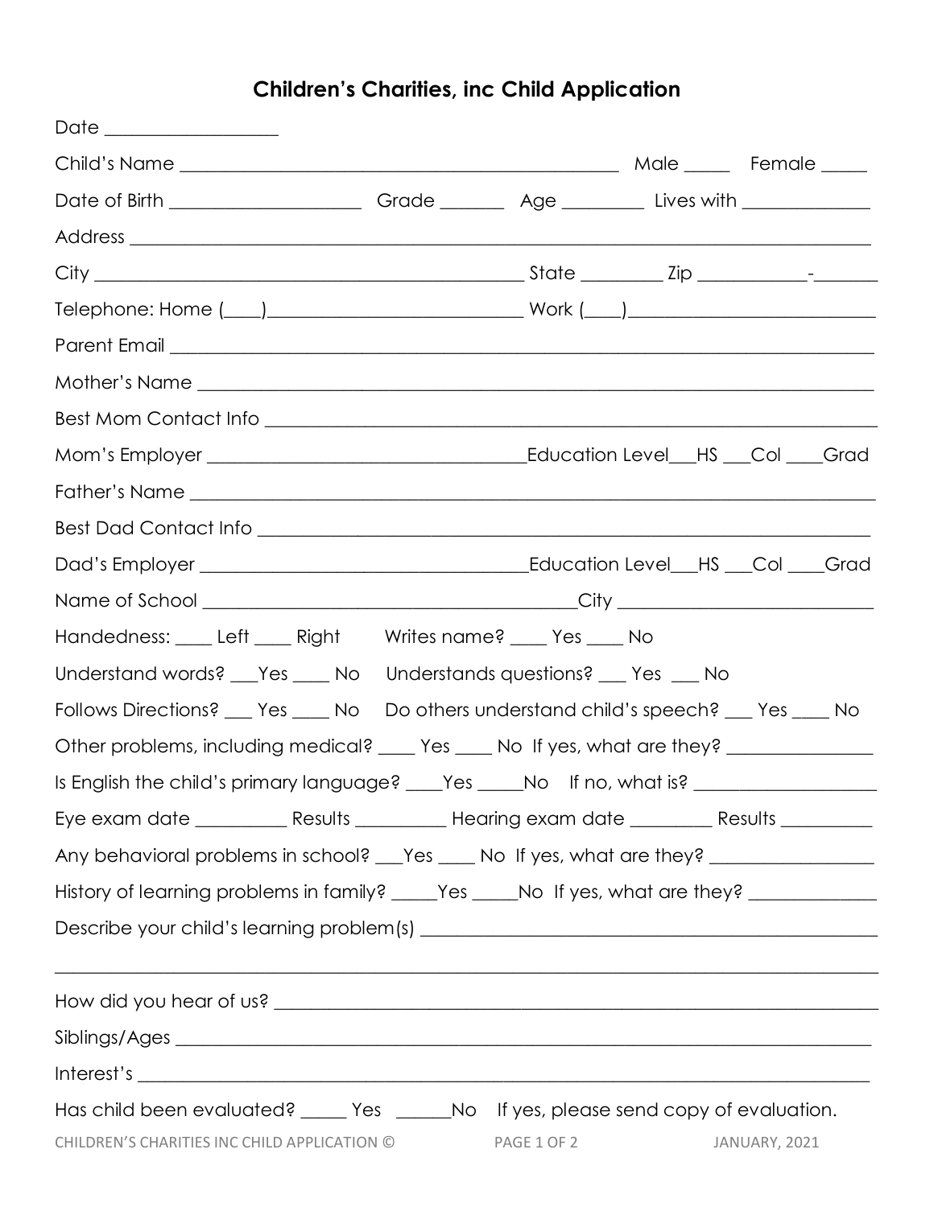# Children's Charities, inc Child Application

Date ___________________

Child's Name _________________________________________________ Male _____ Female _____

Date of Birth _____________________ Grade _______ Age _________ Lives with ______________

Address _________________________________________________________________________________

City _______________________________________________ State _________ Zip ____________-________

Telephone: Home (____)____________________________ Work (____)____________________________

Parent Email _____________________________________________________________________________

Mother's Name ____________________________________________________________________________

Best Mom Contact Info ____________________________________________________________________

Mom's Employer ___________________________________Education Level___HS ___Col ____Grad

Father's Name ____________________________________________________________________________

Best Dad Contact Info _____________________________________________________________________

Dad's Employer ____________________________________Education Level___HS ___Col ____Grad

Name of School _________________________________________City ____________________________

Handedness: ____ Left ____ Right     Writes name? ____ Yes ____ No

Understand words? ___Yes ____ No     Understands questions? ___ Yes ___ No

Follows Directions? ___ Yes ____ No     Do others understand child's speech? ___ Yes ____ No

Other problems, including medical? ____ Yes ____ No If yes, what are they? ________________

Is English the child's primary language? ____Yes _____No If no, what is? ____________________

Eye exam date __________ Results __________ Hearing exam date _________ Results __________

Any behavioral problems in school? ___Yes ____ No If yes, what are they? __________________

History of learning problems in family? _____Yes _____No If yes, what are they? ______________

Describe your child's learning problem(s) _________________________________________________

_________________________________________________________________________________________

How did you hear of us? __________________________________________________________________

Siblings/Ages _____________________________________________________________________________

Interest's ________________________________________________________________________________

Has child been evaluated? _____ Yes ______No If yes, please send copy of evaluation.

CHILDREN'S CHARITIES INC CHILD APPLICATION © JANUARY, 2021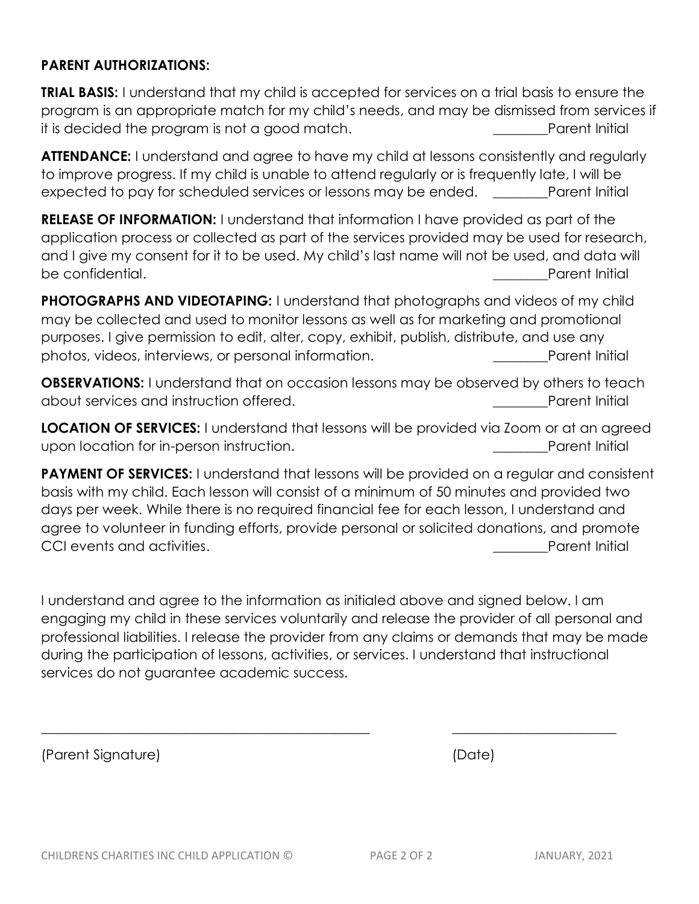**PARENT AUTHORIZATIONS:**

**TRIAL BASIS:** I understand that my child is accepted for services on a trial basis to ensure the program is an appropriate match for my child's needs, and may be dismissed from services if it is decided the program is not a good match. ________Parent Initial

**ATTENDANCE:** I understand and agree to have my child at lessons consistently and regularly to improve progress. If my child is unable to attend regularly or is frequently late, I will be expected to pay for scheduled services or lessons may be ended. ________Parent Initial

**RELEASE OF INFORMATION:** I understand that information I have provided as part of the application process or collected as part of the services provided may be used for research, and I give my consent for it to be used. My child's last name will not be used, and data will be confidential. ________Parent Initial

**PHOTOGRAPHS AND VIDEOTAPING:** I understand that photographs and videos of my child may be collected and used to monitor lessons as well as for marketing and promotional purposes. I give permission to edit, alter, copy, exhibit, publish, distribute, and use any photos, videos, interviews, or personal information. ________Parent Initial

**OBSERVATIONS:** I understand that on occasion lessons may be observed by others to teach about services and instruction offered. ________Parent Initial

**LOCATION OF SERVICES:** I understand that lessons will be provided via Zoom or at an agreed upon location for in-person instruction. ________Parent Initial

**PAYMENT OF SERVICES:** I understand that lessons will be provided on a regular and consistent basis with my child. Each lesson will consist of a minimum of 50 minutes and provided two days per week. While there is no required financial fee for each lesson, I understand and agree to volunteer in funding efforts, provide personal or solicited donations, and promote CCI events and activities. ________Parent Initial

I understand and agree to the information as initialed above and signed below. I am engaging my child in these services voluntarily and release the provider of all personal and professional liabilities. I release the provider from any claims or demands that may be made during the participation of lessons, activities, or services. I understand that instructional services do not guarantee academic success.

_______________________________________________ ________________________

(Parent Signature) (Date)